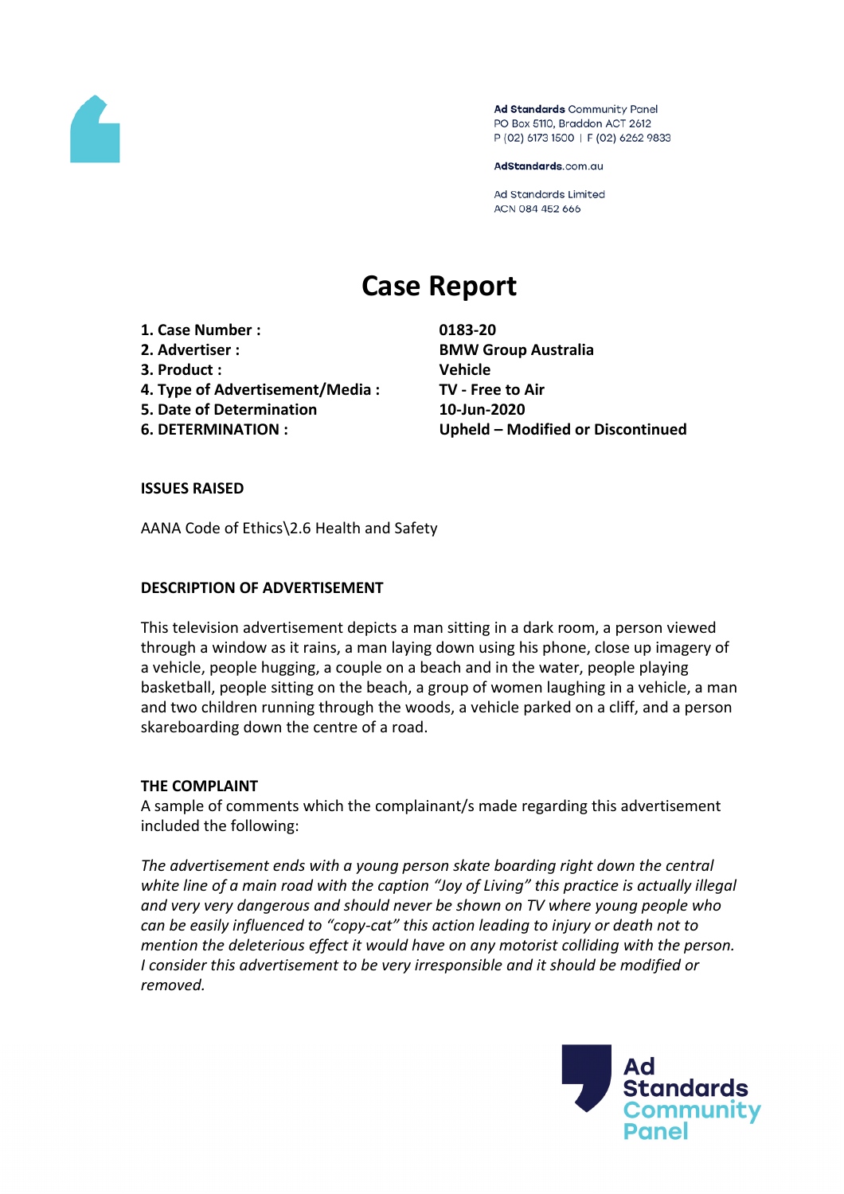Ad Standards Community Panel
PO Box 5110, Braddon ACT 2612
P (02) 6173 1500 | F (02) 6262 9833

AdStandards.com.au

Ad Standards Limited
ACN 084 452 666

# Case Report

| | |
|---|---|
| **1. Case Number :** | **0183-20** |
| **2. Advertiser :** | **BMW Group Australia** |
| **3. Product :** | **Vehicle** |
| **4. Type of Advertisement/Media :** | **TV - Free to Air** |
| **5. Date of Determination** | **10-Jun-2020** |
| **6. DETERMINATION :** | **Upheld – Modified or Discontinued** |

**ISSUES RAISED**

AANA Code of Ethics\2.6 Health and Safety

**DESCRIPTION OF ADVERTISEMENT**

This television advertisement depicts a man sitting in a dark room, a person viewed through a window as it rains, a man laying down using his phone, close up imagery of a vehicle, people hugging, a couple on a beach and in the water, people playing basketball, people sitting on the beach, a group of women laughing in a vehicle, a man and two children running through the woods, a vehicle parked on a cliff, and a person skareboarding down the centre of a road.

**THE COMPLAINT**

A sample of comments which the complainant/s made regarding this advertisement included the following:

*The advertisement ends with a young person skate boarding right down the central white line of a main road with the caption "Joy of Living" this practice is actually illegal and very very dangerous and should never be shown on TV where young people who can be easily influenced to "copy-cat" this action leading to injury or death not to mention the deleterious effect it would have on any motorist colliding with the person. I consider this advertisement to be very irresponsible and it should be modified or removed.*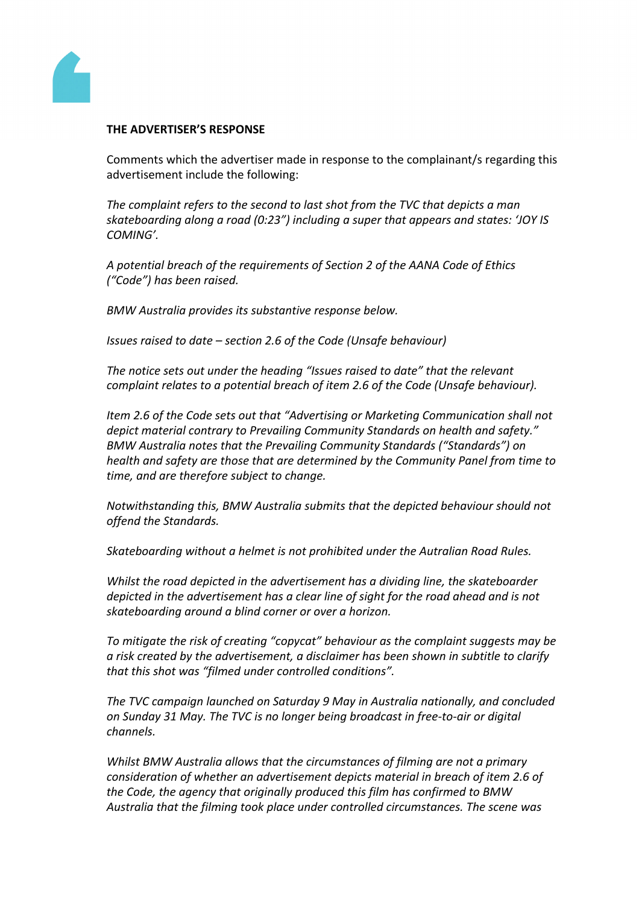**THE ADVERTISER'S RESPONSE**

Comments which the advertiser made in response to the complainant/s regarding this advertisement include the following:

*The complaint refers to the second to last shot from the TVC that depicts a man skateboarding along a road (0:23") including a super that appears and states: 'JOY IS COMING'.*

*A potential breach of the requirements of Section 2 of the AANA Code of Ethics ("Code") has been raised.*

*BMW Australia provides its substantive response below.*

*Issues raised to date – section 2.6 of the Code (Unsafe behaviour)*

*The notice sets out under the heading "Issues raised to date" that the relevant complaint relates to a potential breach of item 2.6 of the Code (Unsafe behaviour).*

*Item 2.6 of the Code sets out that "Advertising or Marketing Communication shall not depict material contrary to Prevailing Community Standards on health and safety." BMW Australia notes that the Prevailing Community Standards ("Standards") on health and safety are those that are determined by the Community Panel from time to time, and are therefore subject to change.*

*Notwithstanding this, BMW Australia submits that the depicted behaviour should not offend the Standards.*

*Skateboarding without a helmet is not prohibited under the Autralian Road Rules.*

*Whilst the road depicted in the advertisement has a dividing line, the skateboarder depicted in the advertisement has a clear line of sight for the road ahead and is not skateboarding around a blind corner or over a horizon.*

*To mitigate the risk of creating "copycat" behaviour as the complaint suggests may be a risk created by the advertisement, a disclaimer has been shown in subtitle to clarify that this shot was "filmed under controlled conditions".*

*The TVC campaign launched on Saturday 9 May in Australia nationally, and concluded on Sunday 31 May. The TVC is no longer being broadcast in free-to-air or digital channels.*

*Whilst BMW Australia allows that the circumstances of filming are not a primary consideration of whether an advertisement depicts material in breach of item 2.6 of the Code, the agency that originally produced this film has confirmed to BMW Australia that the filming took place under controlled circumstances. The scene was*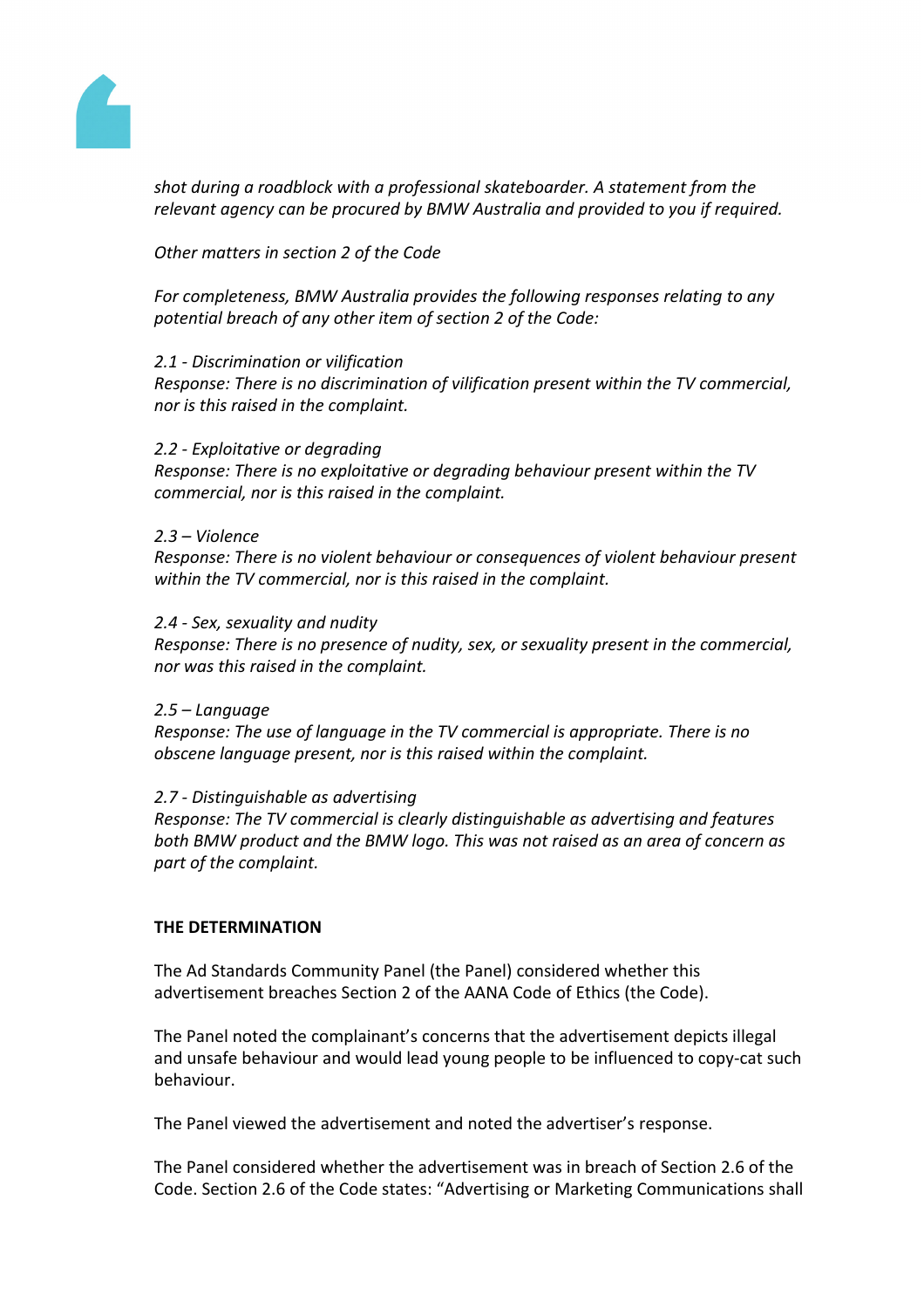*shot during a roadblock with a professional skateboarder. A statement from the relevant agency can be procured by BMW Australia and provided to you if required.*

*Other matters in section 2 of the Code*

*For completeness, BMW Australia provides the following responses relating to any potential breach of any other item of section 2 of the Code:*

*2.1 - Discrimination or vilification*
*Response: There is no discrimination of vilification present within the TV commercial, nor is this raised in the complaint.*

*2.2 - Exploitative or degrading*
*Response: There is no exploitative or degrading behaviour present within the TV commercial, nor is this raised in the complaint.*

*2.3 – Violence*
*Response: There is no violent behaviour or consequences of violent behaviour present within the TV commercial, nor is this raised in the complaint.*

*2.4 - Sex, sexuality and nudity*
*Response: There is no presence of nudity, sex, or sexuality present in the commercial, nor was this raised in the complaint.*

*2.5 – Language*
*Response: The use of language in the TV commercial is appropriate. There is no obscene language present, nor is this raised within the complaint.*

*2.7 - Distinguishable as advertising*
*Response: The TV commercial is clearly distinguishable as advertising and features both BMW product and the BMW logo. This was not raised as an area of concern as part of the complaint.*

**THE DETERMINATION**

The Ad Standards Community Panel (the Panel) considered whether this advertisement breaches Section 2 of the AANA Code of Ethics (the Code).

The Panel noted the complainant's concerns that the advertisement depicts illegal and unsafe behaviour and would lead young people to be influenced to copy-cat such behaviour.

The Panel viewed the advertisement and noted the advertiser's response.

The Panel considered whether the advertisement was in breach of Section 2.6 of the Code. Section 2.6 of the Code states: "Advertising or Marketing Communications shall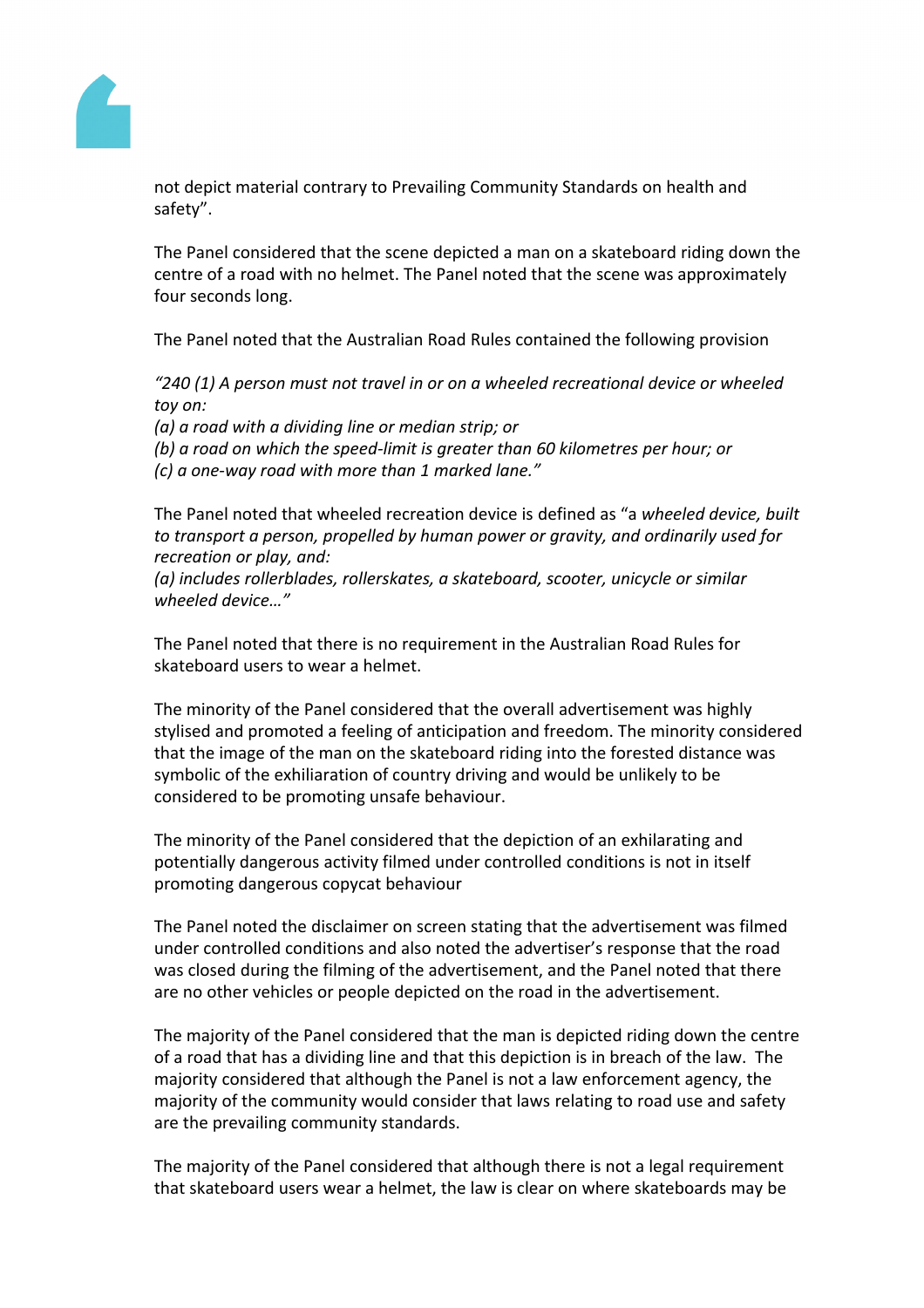not depict material contrary to Prevailing Community Standards on health and safety".

The Panel considered that the scene depicted a man on a skateboard riding down the centre of a road with no helmet. The Panel noted that the scene was approximately four seconds long.

The Panel noted that the Australian Road Rules contained the following provision

*"240 (1) A person must not travel in or on a wheeled recreational device or wheeled toy on:*
*(a) a road with a dividing line or median strip; or*
*(b) a road on which the speed-limit is greater than 60 kilometres per hour; or*
*(c) a one-way road with more than 1 marked lane."*

The Panel noted that wheeled recreation device is defined as "a *wheeled device, built to transport a person, propelled by human power or gravity, and ordinarily used for recreation or play, and:*
*(a) includes rollerblades, rollerskates, a skateboard, scooter, unicycle or similar wheeled device…"*

The Panel noted that there is no requirement in the Australian Road Rules for skateboard users to wear a helmet.

The minority of the Panel considered that the overall advertisement was highly stylised and promoted a feeling of anticipation and freedom. The minority considered that the image of the man on the skateboard riding into the forested distance was symbolic of the exhiliaration of country driving and would be unlikely to be considered to be promoting unsafe behaviour.

The minority of the Panel considered that the depiction of an exhilarating and potentially dangerous activity filmed under controlled conditions is not in itself promoting dangerous copycat behaviour

The Panel noted the disclaimer on screen stating that the advertisement was filmed under controlled conditions and also noted the advertiser's response that the road was closed during the filming of the advertisement, and the Panel noted that there are no other vehicles or people depicted on the road in the advertisement.

The majority of the Panel considered that the man is depicted riding down the centre of a road that has a dividing line and that this depiction is in breach of the law. The majority considered that although the Panel is not a law enforcement agency, the majority of the community would consider that laws relating to road use and safety are the prevailing community standards.

The majority of the Panel considered that although there is not a legal requirement that skateboard users wear a helmet, the law is clear on where skateboards may be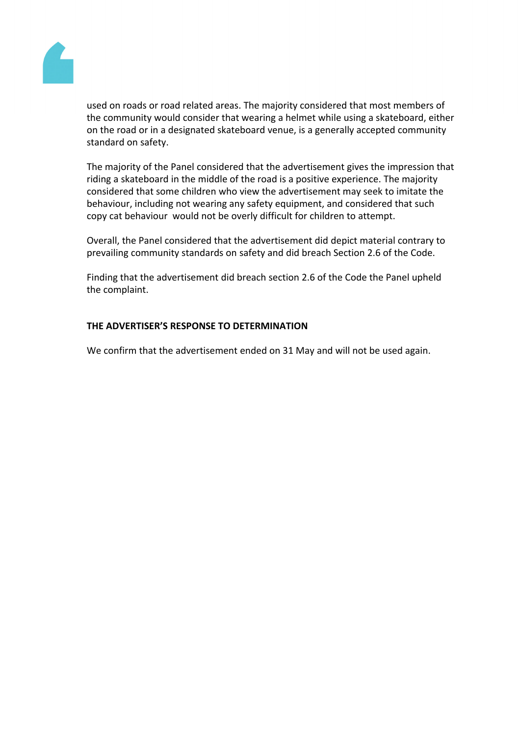used on roads or road related areas. The majority considered that most members of the community would consider that wearing a helmet while using a skateboard, either on the road or in a designated skateboard venue, is a generally accepted community standard on safety.

The majority of the Panel considered that the advertisement gives the impression that riding a skateboard in the middle of the road is a positive experience. The majority considered that some children who view the advertisement may seek to imitate the behaviour, including not wearing any safety equipment, and considered that such copy cat behaviour would not be overly difficult for children to attempt.

Overall, the Panel considered that the advertisement did depict material contrary to prevailing community standards on safety and did breach Section 2.6 of the Code.

Finding that the advertisement did breach section 2.6 of the Code the Panel upheld the complaint.

**THE ADVERTISER'S RESPONSE TO DETERMINATION**

We confirm that the advertisement ended on 31 May and will not be used again.